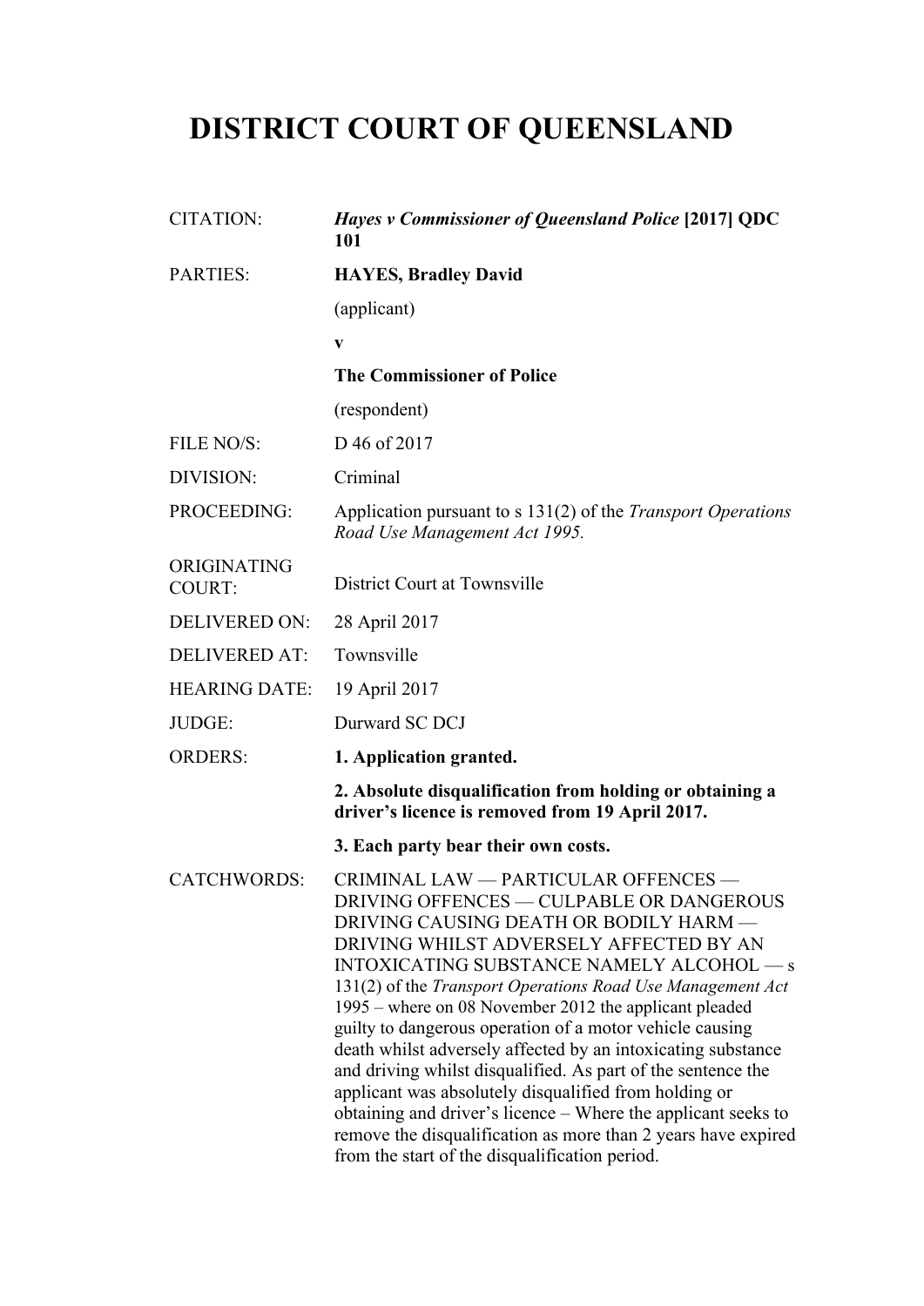# DISTRICT COURT OF QUEENSLAND

| | |
|---|---|
| CITATION: | ***Hayes v Commissioner of Queensland Police* [2017] QDC 101** |
| PARTIES: | **HAYES, Bradley David** |
| | (applicant) |
| | **v** |
| | **The Commissioner of Police** |
| | (respondent) |
| FILE NO/S: | D 46 of 2017 |
| DIVISION: | Criminal |
| PROCEEDING: | Application pursuant to s 131(2) of the *Transport Operations Road Use Management Act 1995.* |
| ORIGINATING COURT: | District Court at Townsville |
| DELIVERED ON: | 28 April 2017 |
| DELIVERED AT: | Townsville |
| HEARING DATE: | 19 April 2017 |
| JUDGE: | Durward SC DCJ |
| ORDERS: | **1. Application granted.** |
| | **2. Absolute disqualification from holding or obtaining a driver's licence is removed from 19 April 2017.** |
| | **3. Each party bear their own costs.** |
| CATCHWORDS: | CRIMINAL LAW — PARTICULAR OFFENCES — DRIVING OFFENCES — CULPABLE OR DANGEROUS DRIVING CAUSING DEATH OR BODILY HARM — DRIVING WHILST ADVERSELY AFFECTED BY AN INTOXICATING SUBSTANCE NAMELY ALCOHOL — s 131(2) of the *Transport Operations Road Use Management Act* 1995 – where on 08 November 2012 the applicant pleaded guilty to dangerous operation of a motor vehicle causing death whilst adversely affected by an intoxicating substance and driving whilst disqualified. As part of the sentence the applicant was absolutely disqualified from holding or obtaining and driver's licence – Where the applicant seeks to remove the disqualification as more than 2 years have expired from the start of the disqualification period. |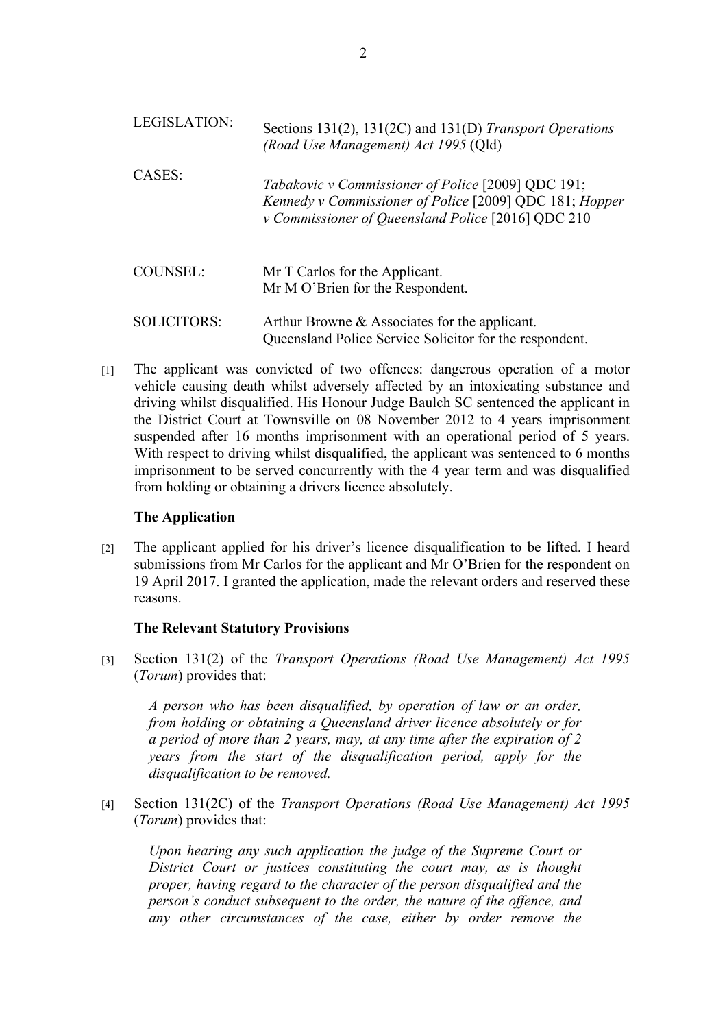| | |
|---|---|
| LEGISLATION: | Sections 131(2), 131(2C) and 131(D) *Transport Operations (Road Use Management) Act 1995* (Qld) |
| CASES: | *Tabakovic v Commissioner of Police* [2009] QDC 191; *Kennedy v Commissioner of Police* [2009] QDC 181; *Hopper v Commissioner of Queensland Police* [2016] QDC 210 |
| COUNSEL: | Mr T Carlos for the Applicant.<br>Mr M O'Brien for the Respondent. |
| SOLICITORS: | Arthur Browne & Associates for the applicant.<br>Queensland Police Service Solicitor for the respondent. |

[1] The applicant was convicted of two offences: dangerous operation of a motor vehicle causing death whilst adversely affected by an intoxicating substance and driving whilst disqualified. His Honour Judge Baulch SC sentenced the applicant in the District Court at Townsville on 08 November 2012 to 4 years imprisonment suspended after 16 months imprisonment with an operational period of 5 years. With respect to driving whilst disqualified, the applicant was sentenced to 6 months imprisonment to be served concurrently with the 4 year term and was disqualified from holding or obtaining a drivers licence absolutely.

**The Application**

[2] The applicant applied for his driver's licence disqualification to be lifted. I heard submissions from Mr Carlos for the applicant and Mr O'Brien for the respondent on 19 April 2017. I granted the application, made the relevant orders and reserved these reasons.

**The Relevant Statutory Provisions**

[3] Section 131(2) of the *Transport Operations (Road Use Management) Act 1995* (*Torum*) provides that:

> *A person who has been disqualified, by operation of law or an order, from holding or obtaining a Queensland driver licence absolutely or for a period of more than 2 years, may, at any time after the expiration of 2 years from the start of the disqualification period, apply for the disqualification to be removed.*

[4] Section 131(2C) of the *Transport Operations (Road Use Management) Act 1995* (*Torum*) provides that:

> *Upon hearing any such application the judge of the Supreme Court or District Court or justices constituting the court may, as is thought proper, having regard to the character of the person disqualified and the person's conduct subsequent to the order, the nature of the offence, and any other circumstances of the case, either by order remove the*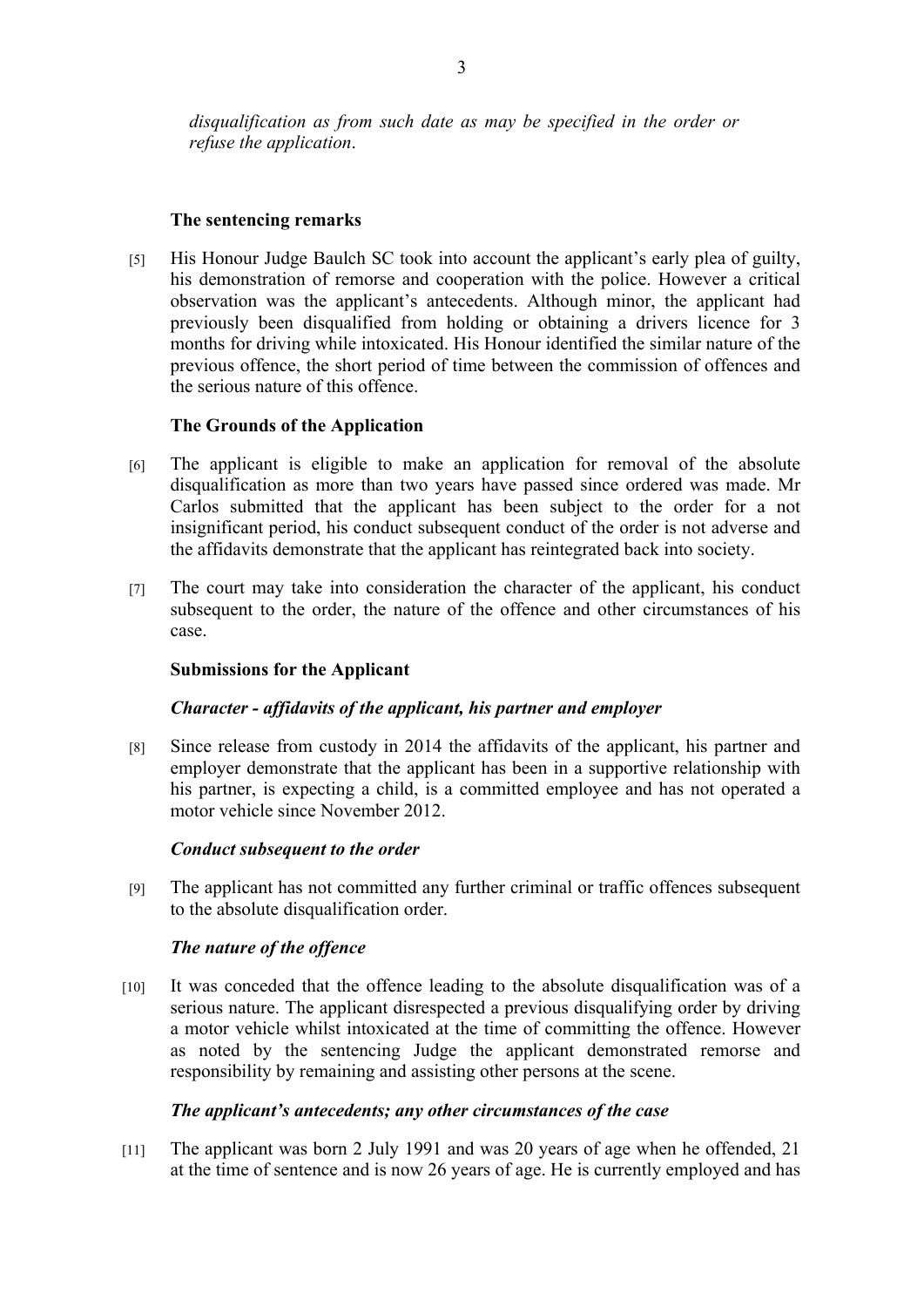*disqualification as from such date as may be specified in the order or refuse the application*.

### The sentencing remarks

[5] His Honour Judge Baulch SC took into account the applicant's early plea of guilty, his demonstration of remorse and cooperation with the police. However a critical observation was the applicant's antecedents. Although minor, the applicant had previously been disqualified from holding or obtaining a drivers licence for 3 months for driving while intoxicated. His Honour identified the similar nature of the previous offence, the short period of time between the commission of offences and the serious nature of this offence.

### The Grounds of the Application

[6] The applicant is eligible to make an application for removal of the absolute disqualification as more than two years have passed since ordered was made. Mr Carlos submitted that the applicant has been subject to the order for a not insignificant period, his conduct subsequent conduct of the order is not adverse and the affidavits demonstrate that the applicant has reintegrated back into society.

[7] The court may take into consideration the character of the applicant, his conduct subsequent to the order, the nature of the offence and other circumstances of his case.

### Submissions for the Applicant

#### *Character - affidavits of the applicant, his partner and employer*

[8] Since release from custody in 2014 the affidavits of the applicant, his partner and employer demonstrate that the applicant has been in a supportive relationship with his partner, is expecting a child, is a committed employee and has not operated a motor vehicle since November 2012.

#### *Conduct subsequent to the order*

[9] The applicant has not committed any further criminal or traffic offences subsequent to the absolute disqualification order.

#### *The nature of the offence*

[10] It was conceded that the offence leading to the absolute disqualification was of a serious nature. The applicant disrespected a previous disqualifying order by driving a motor vehicle whilst intoxicated at the time of committing the offence. However as noted by the sentencing Judge the applicant demonstrated remorse and responsibility by remaining and assisting other persons at the scene.

#### *The applicant's antecedents; any other circumstances of the case*

[11] The applicant was born 2 July 1991 and was 20 years of age when he offended, 21 at the time of sentence and is now 26 years of age. He is currently employed and has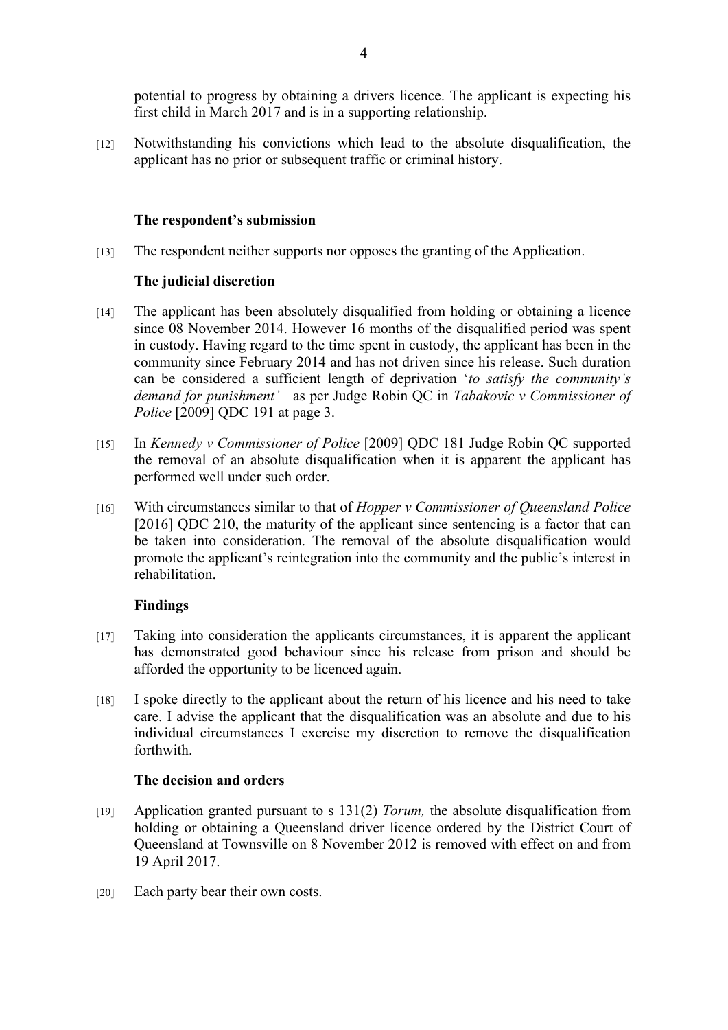potential to progress by obtaining a drivers licence. The applicant is expecting his first child in March 2017 and is in a supporting relationship.

[12] Notwithstanding his convictions which lead to the absolute disqualification, the applicant has no prior or subsequent traffic or criminal history.

**The respondent's submission**

[13] The respondent neither supports nor opposes the granting of the Application.

**The judicial discretion**

[14] The applicant has been absolutely disqualified from holding or obtaining a licence since 08 November 2014. However 16 months of the disqualified period was spent in custody. Having regard to the time spent in custody, the applicant has been in the community since February 2014 and has not driven since his release. Such duration can be considered a sufficient length of deprivation '*to satisfy the community's demand for punishment'* as per Judge Robin QC in *Tabakovic v Commissioner of Police* [2009] QDC 191 at page 3.

[15] In *Kennedy v Commissioner of Police* [2009] QDC 181 Judge Robin QC supported the removal of an absolute disqualification when it is apparent the applicant has performed well under such order.

[16] With circumstances similar to that of *Hopper v Commissioner of Queensland Police* [2016] QDC 210, the maturity of the applicant since sentencing is a factor that can be taken into consideration. The removal of the absolute disqualification would promote the applicant's reintegration into the community and the public's interest in rehabilitation.

**Findings**

[17] Taking into consideration the applicants circumstances, it is apparent the applicant has demonstrated good behaviour since his release from prison and should be afforded the opportunity to be licenced again.

[18] I spoke directly to the applicant about the return of his licence and his need to take care. I advise the applicant that the disqualification was an absolute and due to his individual circumstances I exercise my discretion to remove the disqualification forthwith.

**The decision and orders**

[19] Application granted pursuant to s 131(2) *Torum,* the absolute disqualification from holding or obtaining a Queensland driver licence ordered by the District Court of Queensland at Townsville on 8 November 2012 is removed with effect on and from 19 April 2017.

[20] Each party bear their own costs.